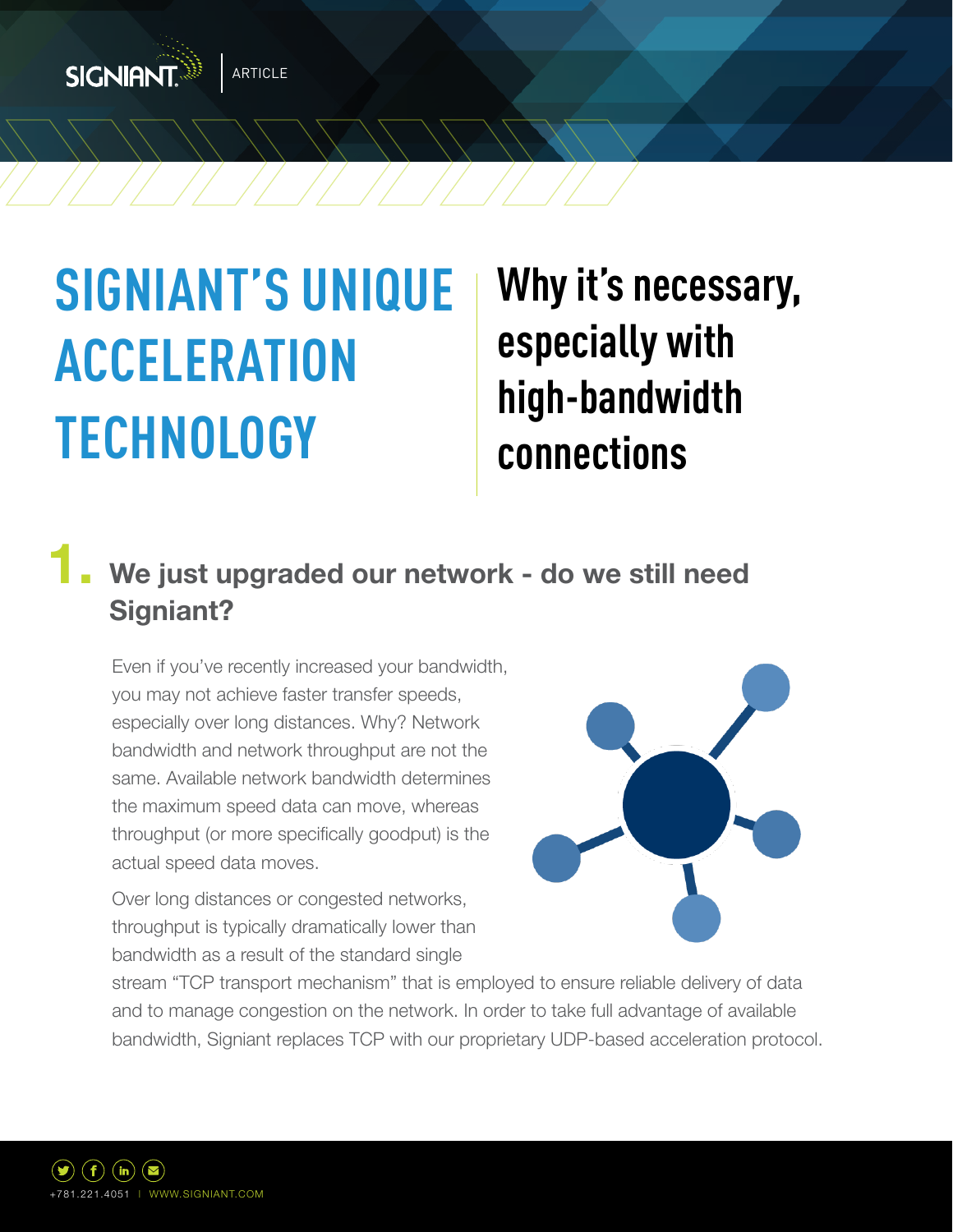ARTICLE

# SIGNIANT'S UNIQUE ACCELERATION TECHNOLOGY

## Why it's necessary, especially with high-bandwidth connections

## 1. We just upgraded our network - do we still need Signiant?

Even if you've recently increased your bandwidth, you may not achieve faster transfer speeds, especially over long distances. Why? Network bandwidth and network throughput are not the same. Available network bandwidth determines the maximum speed data can move, whereas throughput (or more specifically goodput) is the actual speed data moves.

Over long distances or congested networks, throughput is typically dramatically lower than bandwidth as a result of the standard single stream "TCP transport mechanism" that is employed to ensure reliable delivery of data and to manage congestion on the network. In order to take full advantage of available bandwidth, Signiant replaces TCP with our proprietary UDP-based acceleration protocol.

+781.221.4051 | WWW.SIGNIANT.COM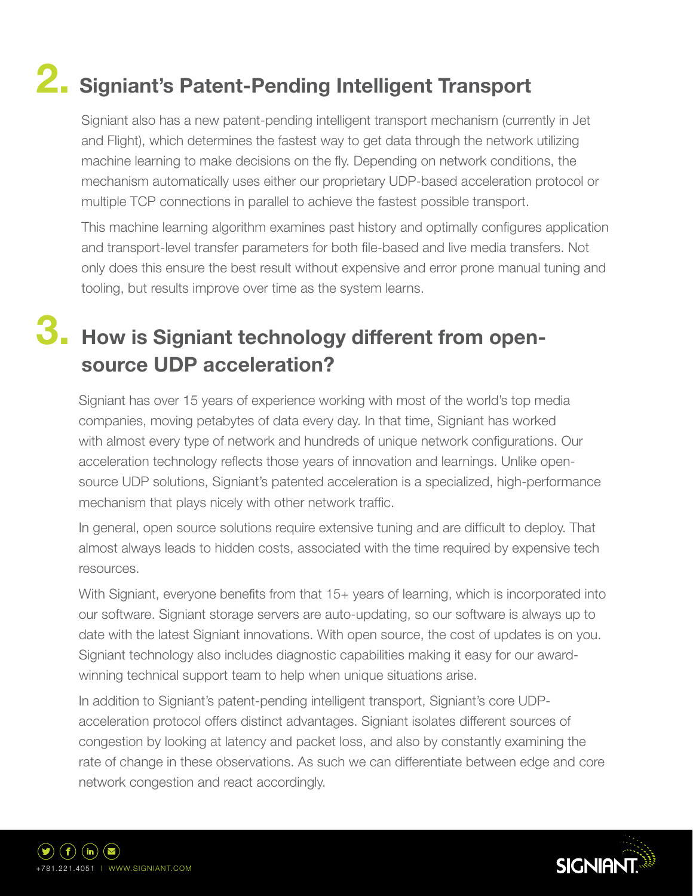## 2. Signiant's Patent-Pending Intelligent Transport

Signiant also has a new patent-pending intelligent transport mechanism (currently in Jet and Flight), which determines the fastest way to get data through the network utilizing machine learning to make decisions on the fly. Depending on network conditions, the mechanism automatically uses either our proprietary UDP-based acceleration protocol or multiple TCP connections in parallel to achieve the fastest possible transport.

This machine learning algorithm examines past history and optimally configures application and transport-level transfer parameters for both file-based and live media transfers. Not only does this ensure the best result without expensive and error prone manual tuning and tooling, but results improve over time as the system learns.

## 3. How is Signiant technology different from open-source UDP acceleration?

Signiant has over 15 years of experience working with most of the world's top media companies, moving petabytes of data every day. In that time, Signiant has worked with almost every type of network and hundreds of unique network configurations. Our acceleration technology reflects those years of innovation and learnings. Unlike open-source UDP solutions, Signiant's patented acceleration is a specialized, high-performance mechanism that plays nicely with other network traffic.

In general, open source solutions require extensive tuning and are difficult to deploy. That almost always leads to hidden costs, associated with the time required by expensive tech resources.

With Signiant, everyone benefits from that 15+ years of learning, which is incorporated into our software. Signiant storage servers are auto-updating, so our software is always up to date with the latest Signiant innovations. With open source, the cost of updates is on you. Signiant technology also includes diagnostic capabilities making it easy for our award-winning technical support team to help when unique situations arise.

In addition to Signiant's patent-pending intelligent transport, Signiant's core UDP-acceleration protocol offers distinct advantages. Signiant isolates different sources of congestion by looking at latency and packet loss, and also by constantly examining the rate of change in these observations. As such we can differentiate between edge and core network congestion and react accordingly.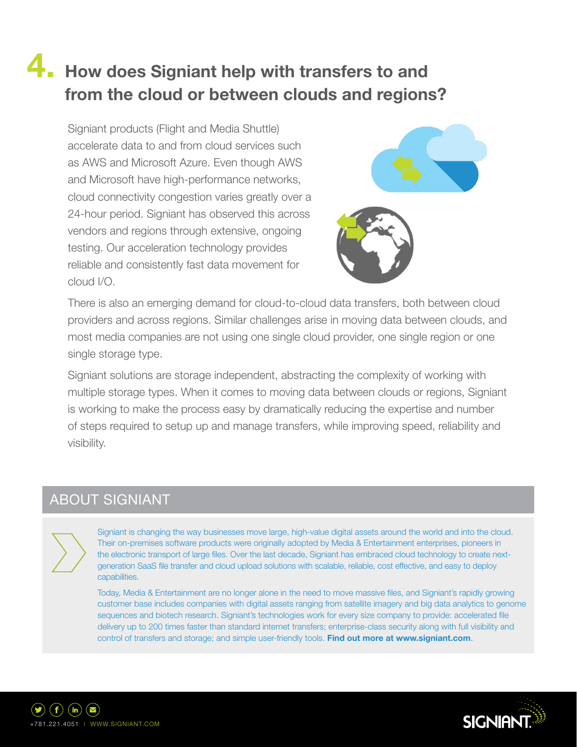## 4. How does Signiant help with transfers to and from the cloud or between clouds and regions?

Signiant products (Flight and Media Shuttle) accelerate data to and from cloud services such as AWS and Microsoft Azure. Even though AWS and Microsoft have high-performance networks, cloud connectivity congestion varies greatly over a 24-hour period. Signiant has observed this across vendors and regions through extensive, ongoing testing. Our acceleration technology provides reliable and consistently fast data movement for cloud I/O.

There is also an emerging demand for cloud-to-cloud data transfers, both between cloud providers and across regions. Similar challenges arise in moving data between clouds, and most media companies are not using one single cloud provider, one single region or one single storage type.

Signiant solutions are storage independent, abstracting the complexity of working with multiple storage types. When it comes to moving data between clouds or regions, Signiant is working to make the process easy by dramatically reducing the expertise and number of steps required to setup up and manage transfers, while improving speed, reliability and visibility.

## ABOUT SIGNIANT

Signiant is changing the way businesses move large, high-value digital assets around the world and into the cloud. Their on-premises software products were originally adopted by Media & Entertainment enterprises, pioneers in the electronic transport of large files. Over the last decade, Signiant has embraced cloud technology to create next-generation SaaS file transfer and cloud upload solutions with scalable, reliable, cost effective, and easy to deploy capabilities.

Today, Media & Entertainment are no longer alone in the need to move massive files, and Signiant's rapidly growing customer base includes companies with digital assets ranging from satellite imagery and big data analytics to genome sequences and biotech research. Signiant's technologies work for every size company to provide: accelerated file delivery up to 200 times faster than standard internet transfers; enterprise-class security along with full visibility and control of transfers and storage; and simple user-friendly tools. **Find out more at www.signiant.com**.

+781.221.4051 | WWW.SIGNIANT.COM